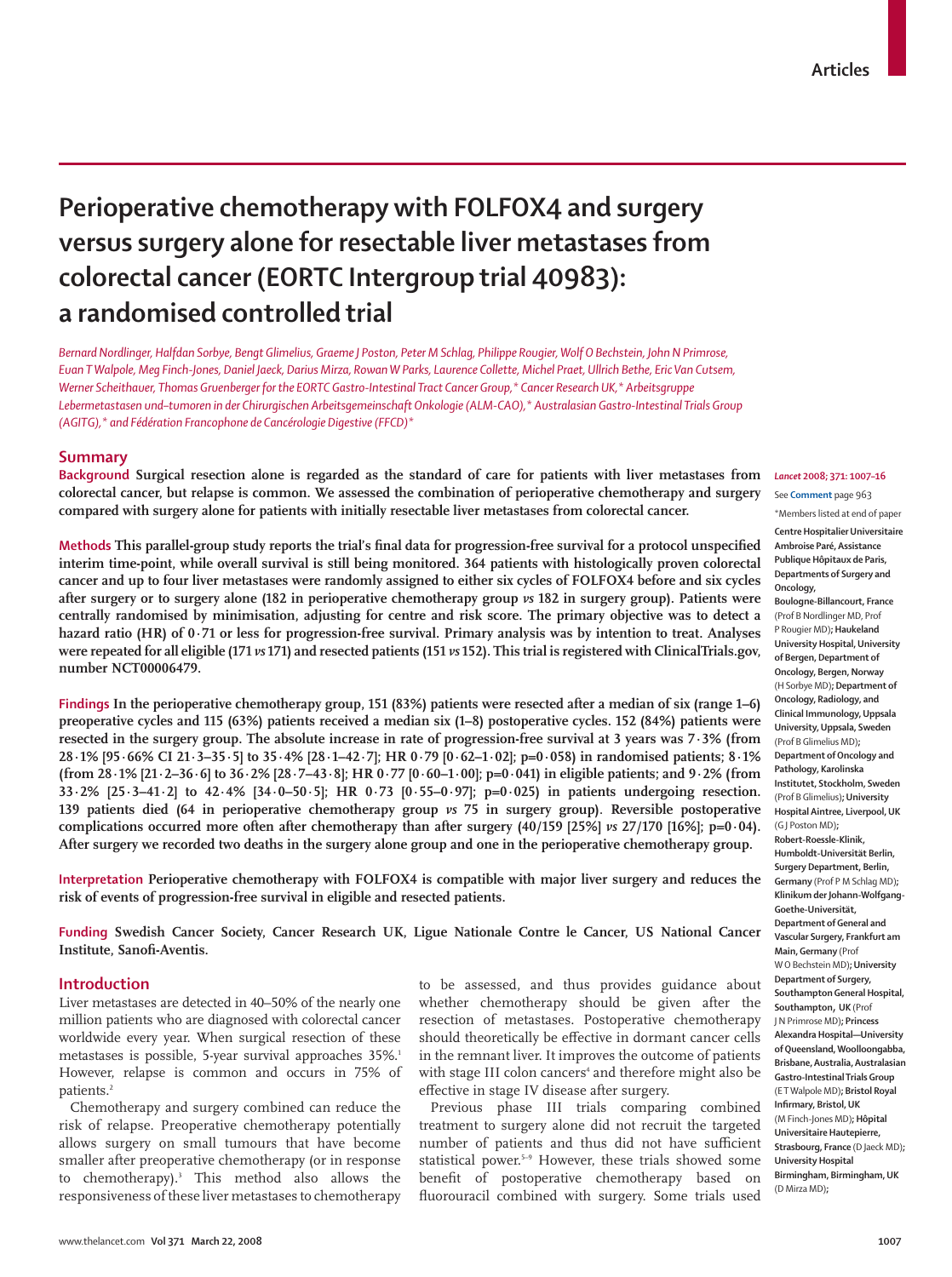# Perioperative chemotherapy with FOLFOX4 and surgery versus surgery alone for resectable liver metastases from colorectal cancer (EORTC Intergroup trial 40983): a randomised controlled trial

*Bernard Nordlinger, Halfdan Sorbye, Bengt Glimelius, Graeme J Poston, Peter M Schlag, Philippe Rougier, Wolf O Bechstein, John N Primrose, Euan T Walpole, Meg Finch-Jones, Daniel Jaeck, Darius Mirza, Rowan W Parks, Laurence Collette, Michel Praet, Ullrich Bethe, Eric Van Cutsem, Werner Scheithauer, Thomas Gruenberger for the EORTC Gastro-Intestinal Tract Cancer Group,\* Cancer Research UK,\* Arbeitsgruppe Lebermetastasen und–tumoren in der Chirurgischen Arbeitsgemeinschaft Onkologie (ALM-CAO),\* Australasian Gastro-Intestinal Trials Group (AGITG),\* and Fédération Francophone de Cancérologie Digestive (FFCD)\**

## Summary

**Background** Surgical resection alone is regarded as the standard of care for patients with liver metastases from colorectal cancer, but relapse is common. We assessed the combination of perioperative chemotherapy and surgery compared with surgery alone for patients with initially resectable liver metastases from colorectal cancer.

**Methods** This parallel-group study reports the trial's final data for progression-free survival for a protocol unspecified interim time-point, while overall survival is still being monitored. 364 patients with histologically proven colorectal cancer and up to four liver metastases were randomly assigned to either six cycles of FOLFOX4 before and six cycles after surgery or to surgery alone (182 in perioperative chemotherapy group *vs* 182 in surgery group). Patients were centrally randomised by minimisation, adjusting for centre and risk score. The primary objective was to detect a hazard ratio (HR) of 0·71 or less for progression-free survival. Primary analysis was by intention to treat. Analyses were repeated for all eligible (171 *vs* 171) and resected patients (151 *vs* 152). This trial is registered with ClinicalTrials.gov, number NCT00006479.

**Findings** In the perioperative chemotherapy group, 151 (83%) patients were resected after a median of six (range 1–6) preoperative cycles and 115 (63%) patients received a median six (1–8) postoperative cycles. 152 (84%) patients were resected in the surgery group. The absolute increase in rate of progression-free survival at 3 years was 7·3% (from 28·1% [95·66% CI 21·3–35·5] to 35·4% [28·1–42·7]; HR 0·79 [0·62–1·02]; p=0·058) in randomised patients; 8·1% (from 28·1% [21·2–36·6] to 36·2% [28·7–43·8]; HR 0·77 [0·60–1·00]; p=0·041) in eligible patients; and 9·2% (from 33·2% [25·3–41·2] to 42·4% [34·0–50·5]; HR 0·73 [0·55–0·97]; p=0·025) in patients undergoing resection. 139 patients died (64 in perioperative chemotherapy group *vs* 75 in surgery group). Reversible postoperative complications occurred more often after chemotherapy than after surgery (40/159 [25%] *vs* 27/170 [16%]; p=0·04). After surgery we recorded two deaths in the surgery alone group and one in the perioperative chemotherapy group.

**Interpretation** Perioperative chemotherapy with FOLFOX4 is compatible with major liver surgery and reduces the risk of events of progression-free survival in eligible and resected patients.

**Funding** Swedish Cancer Society, Cancer Research UK, Ligue Nationale Contre le Cancer, US National Cancer Institute, Sanofi-Aventis.

## Introduction

Liver metastases are detected in 40–50% of the nearly one million patients who are diagnosed with colorectal cancer worldwide every year. When surgical resection of these metastases is possible, 5-year survival approaches 35%.[1] However, relapse is common and occurs in 75% of patients.[2]

Chemotherapy and surgery combined can reduce the risk of relapse. Preoperative chemotherapy potentially allows surgery on small tumours that have become smaller after preoperative chemotherapy (or in response to chemotherapy).[3] This method also allows the responsiveness of these liver metastases to chemotherapy to be assessed, and thus provides guidance about whether chemotherapy should be given after the resection of metastases. Postoperative chemotherapy should theoretically be effective in dormant cancer cells in the remnant liver. It improves the outcome of patients with stage III colon cancers[4] and therefore might also be effective in stage IV disease after surgery.

Previous phase III trials comparing combined treatment to surgery alone did not recruit the targeted number of patients and thus did not have sufficient statistical power.[5–9] However, these trials showed some benefit of postoperative chemotherapy based on fluorouracil combined with surgery. Some trials used

*Lancet* 2008; 371: 1007–16

See **Comment** page 963

\*Members listed at end of paper

**Centre Hospitalier Universitaire Ambroise Paré, Assistance Publique Hôpitaux de Paris, Departments of Surgery and Oncology, Boulogne-Billancourt, France** (Prof B Nordlinger MD, Prof P Rougier MD); **Haukeland University Hospital, University of Bergen, Department of Oncology, Bergen, Norway** (H Sorbye MD); **Department of Oncology, Radiology, and Clinical Immunology, Uppsala University, Uppsala, Sweden** (Prof B Glimelius MD); **Department of Oncology and Pathology, Karolinska Institutet, Stockholm, Sweden** (Prof B Glimelius); **University Hospital Aintree, Liverpool, UK** (G J Poston MD); **Robert-Roessle-Klinik, Humboldt-Universität Berlin, Surgery Department, Berlin, Germany** (Prof P M Schlag MD); **Klinikum der Johann-Wolfgang-Goethe-Universität, Department of General and Vascular Surgery, Frankfurt am Main, Germany** (Prof W O Bechstein MD); **University Department of Surgery, Southampton General Hospital, Southampton, UK** (Prof J N Primrose MD); **Princess Alexandra Hospital—University of Queensland, Woolloongabba, Brisbane, Australia, Australasian Gastro-Intestinal Trials Group** (E T Walpole MD); **Bristol Royal Infirmary, Bristol, UK** (M Finch-Jones MD); **Hôpital Universitaire Hautepierre, Strasbourg, France** (D Jaeck MD); **University Hospital Birmingham, Birmingham, UK** (D Mirza MD);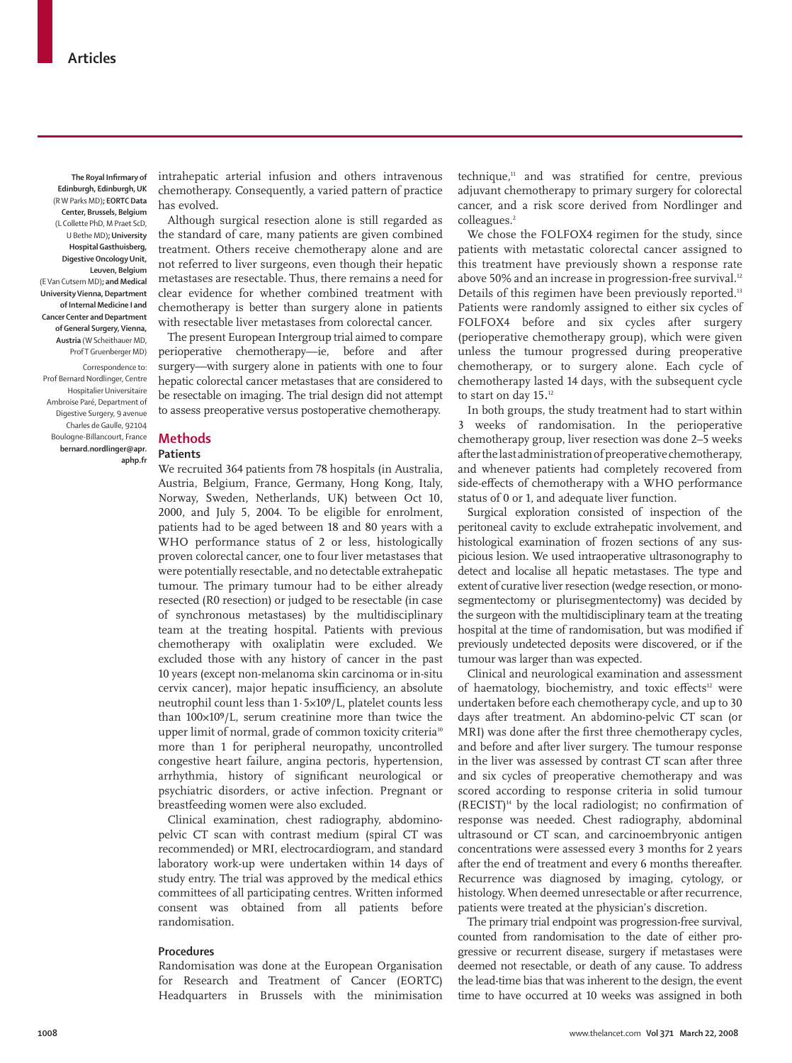The Royal Infirmary of Edinburgh, Edinburgh, UK (R W Parks MD); EORTC Data Center, Brussels, Belgium (L Collette PhD, M Praet ScD, U Bethe MD); University Hospital Gasthuisberg, Digestive Oncology Unit, Leuven, Belgium (E Van Cutsem MD); and Medical University Vienna, Department of Internal Medicine I and Cancer Center and Department of General Surgery, Vienna, Austria (W Scheithauer MD, Prof T Gruenberger MD)

Correspondence to: Prof Bernard Nordlinger, Centre Hospitalier Universitaire Ambroise Paré, Department of Digestive Surgery, 9 avenue Charles de Gaulle, 92104 Boulogne-Billancourt, France **bernard.nordlinger@apr.aphp.fr**

intrahepatic arterial infusion and others intravenous chemotherapy. Consequently, a varied pattern of practice has evolved.

Although surgical resection alone is still regarded as the standard of care, many patients are given combined treatment. Others receive chemotherapy alone and are not referred to liver surgeons, even though their hepatic metastases are resectable. Thus, there remains a need for clear evidence for whether combined treatment with chemotherapy is better than surgery alone in patients with resectable liver metastases from colorectal cancer.

The present European Intergroup trial aimed to compare perioperative chemotherapy—ie, before and after surgery—with surgery alone in patients with one to four hepatic colorectal cancer metastases that are considered to be resectable on imaging. The trial design did not attempt to assess preoperative versus postoperative chemotherapy.

## Methods

### Patients

We recruited 364 patients from 78 hospitals (in Australia, Austria, Belgium, France, Germany, Hong Kong, Italy, Norway, Sweden, Netherlands, UK) between Oct 10, 2000, and July 5, 2004. To be eligible for enrolment, patients had to be aged between 18 and 80 years with a WHO performance status of 2 or less, histologically proven colorectal cancer, one to four liver metastases that were potentially resectable, and no detectable extrahepatic tumour. The primary tumour had to be either already resected (R0 resection) or judged to be resectable (in case of synchronous metastases) by the multidisciplinary team at the treating hospital. Patients with previous chemotherapy with oxaliplatin were excluded. We excluded those with any history of cancer in the past 10 years (except non-melanoma skin carcinoma or in-situ cervix cancer), major hepatic insufficiency, an absolute neutrophil count less than $1·5\times10^9$/L, platelet counts less than $100\times10^9$/L, serum creatinine more than twice the upper limit of normal, grade of common toxicity criteria[10] more than 1 for peripheral neuropathy, uncontrolled congestive heart failure, angina pectoris, hypertension, arrhythmia, history of significant neurological or psychiatric disorders, or active infection. Pregnant or breastfeeding women were also excluded.

Clinical examination, chest radiography, abdomino-pelvic CT scan with contrast medium (spiral CT was recommended) or MRI, electrocardiogram, and standard laboratory work-up were undertaken within 14 days of study entry. The trial was approved by the medical ethics committees of all participating centres. Written informed consent was obtained from all patients before randomisation.

### Procedures

Randomisation was done at the European Organisation for Research and Treatment of Cancer (EORTC) Headquarters in Brussels with the minimisation technique,[11] and was stratified for centre, previous adjuvant chemotherapy to primary surgery for colorectal cancer, and a risk score derived from Nordlinger and colleagues.[2]

We chose the FOLFOX4 regimen for the study, since patients with metastatic colorectal cancer assigned to this treatment have previously shown a response rate above 50% and an increase in progression-free survival.[12] Details of this regimen have been previously reported.[13] Patients were randomly assigned to either six cycles of FOLFOX4 before and six cycles after surgery (perioperative chemotherapy group), which were given unless the tumour progressed during preoperative chemotherapy, or to surgery alone. Each cycle of chemotherapy lasted 14 days, with the subsequent cycle to start on day 15.[12]

In both groups, the study treatment had to start within 3 weeks of randomisation. In the perioperative chemotherapy group, liver resection was done 2–5 weeks after the last administration of preoperative chemotherapy, and whenever patients had completely recovered from side-effects of chemotherapy with a WHO performance status of 0 or 1, and adequate liver function.

Surgical exploration consisted of inspection of the peritoneal cavity to exclude extrahepatic involvement, and histological examination of frozen sections of any suspicious lesion. We used intraoperative ultrasonography to detect and localise all hepatic metastases. The type and extent of curative liver resection (wedge resection, or monosegmentectomy or plurisegmentectomy) was decided by the surgeon with the multidisciplinary team at the treating hospital at the time of randomisation, but was modified if previously undetected deposits were discovered, or if the tumour was larger than was expected.

Clinical and neurological examination and assessment of haematology, biochemistry, and toxic effects[12] were undertaken before each chemotherapy cycle, and up to 30 days after treatment. An abdomino-pelvic CT scan (or MRI) was done after the first three chemotherapy cycles, and before and after liver surgery. The tumour response in the liver was assessed by contrast CT scan after three and six cycles of preoperative chemotherapy and was scored according to response criteria in solid tumour (RECIST)[14] by the local radiologist; no confirmation of response was needed. Chest radiography, abdominal ultrasound or CT scan, and carcinoembryonic antigen concentrations were assessed every 3 months for 2 years after the end of treatment and every 6 months thereafter. Recurrence was diagnosed by imaging, cytology, or histology. When deemed unresectable or after recurrence, patients were treated at the physician's discretion.

The primary trial endpoint was progression-free survival, counted from randomisation to the date of either progressive or recurrent disease, surgery if metastases were deemed not resectable, or death of any cause. To address the lead-time bias that was inherent to the design, the event time to have occurred at 10 weeks was assigned in both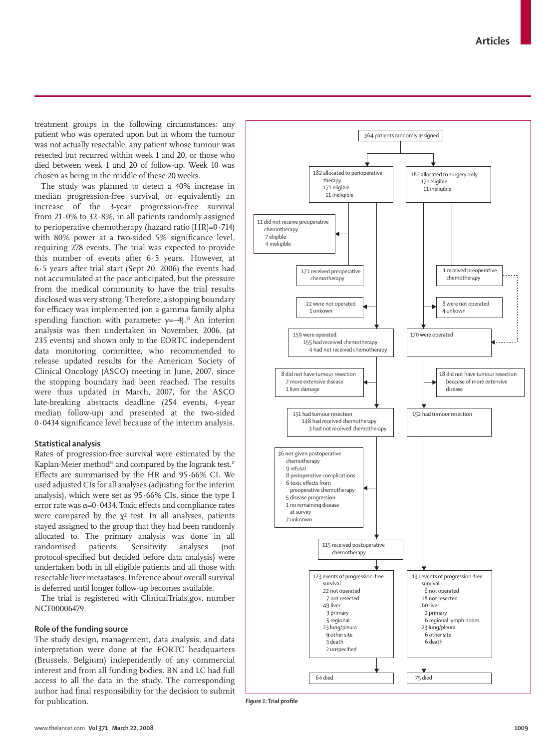treatment groups in the following circumstances: any patient who was operated upon but in whom the tumour was not actually resectable, any patient whose tumour was resected but recurred within week 1 and 20, or those who died between week 1 and 20 of follow-up. Week 10 was chosen as being in the middle of these 20 weeks.

The study was planned to detect a 40% increase in median progression-free survival, or equivalently an increase of the 3-year progression-free survival from 21·0% to 32·8%, in all patients randomly assigned to perioperative chemotherapy (hazard ratio [HR]=0·714) with 80% power at a two-sided 5% significance level, requiring 278 events. The trial was expected to provide this number of events after 6·5 years. However, at 6·5 years after trial start (Sept 20, 2006) the events had not accumulated at the pace anticipated, but the pressure from the medical community to have the trial results disclosed was very strong. Therefore, a stopping boundary for efficacy was implemented (on a gamma family alpha spending function with parameter $\gamma=-4$).[15] An interim analysis was then undertaken in November, 2006, (at 235 events) and shown only to the EORTC independent data monitoring committee, who recommended to release updated results for the American Society of Clinical Oncology (ASCO) meeting in June, 2007, since the stopping boundary had been reached. The results were thus updated in March, 2007, for the ASCO late-breaking abstracts deadline (254 events, 4-year median follow-up) and presented at the two-sided 0·0434 significance level because of the interim analysis.

### Statistical analysis

Rates of progression-free survival were estimated by the Kaplan-Meier method[16] and compared by the logrank test.[17] Effects are summarised by the HR and 95·66% CI. We used adjusted CIs for all analyses (adjusting for the interim analysis), which were set as 95·66% CIs, since the type I error rate was $\alpha=0·0434$. Toxic effects and compliance rates were compared by the $\chi^2$ test. In all analyses, patients stayed assigned to the group that they had been randomly allocated to. The primary analysis was done in all randomised patients. Sensitivity analyses (not protocol-specified but decided before data analysis) were undertaken both in all eligible patients and all those with resectable liver metastases. Inference about overall survival is deferred until longer follow-up becomes available.

The trial is registered with ClinicalTrials.gov, number NCT00006479.

### Role of the funding source

The study design, management, data analysis, and data interpretation were done at the EORTC headquarters (Brussels, Belgium) independently of any commercial interest and from all funding bodies. BN and LC had full access to all the data in the study. The corresponding author had final responsibility for the decision to submit for publication.

364 patients randomly assigned

**Perioperative therapy arm:**
- 182 allocated to perioperative therapy (171 eligible, 11 ineligible)
- 11 did not receive preoperative chemotherapy (7 eligible, 4 ineligible)
- 171 received preoperative chemotherapy
- 22 were not operated (1 unkown)
- 159 were operated (155 had received chemotherapy, 4 had not received chemotherapy)
- 8 did not have tumour resection (7 more extensive disease, 1 liver damage)
- 151 had tumour resection (148 had received chemotherapy, 3 had not received chemotherapy)
- 36 not given postoperative chemotherapy (9 refusal, 8 perioperative complications, 6 toxic effects from preoperative chemotherapy, 5 disease progression, 1 no remaining disease at survey, 7 unknown)
- 115 received postoperative chemotherapy
- 123 events of progression-free survival: 22 not operated, 7 not resected, 49 liver (3 primary, 5 regional), 23 lung/pleura, 9 other site, 3 death, 2 unspecified
- 64 died

**Surgery only arm:**
- 182 allocated to surgery only (171 eligible, 11 ineligible)
- 1 received preoperative chemotherapy
- 8 were not operated (4 unkown)
- 170 were operated
- 18 did not have tumour resection because of more extensive disease
- 152 had tumour resection
- 131 events of progression-free survival: 8 not operated, 18 not resected, 60 liver (2 primary, 6 regional lymph nodes), 23 lung/pleura, 6 other site, 6 death
- 75 died

*Figure 1:* **Trial profile**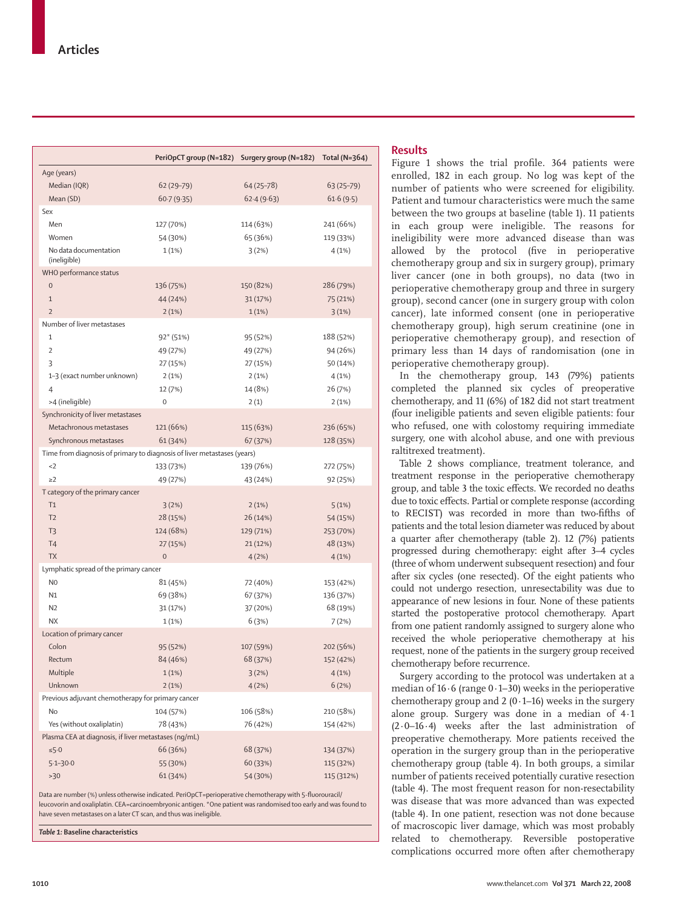| | PeriOpCT group (N=182) | Surgery group (N=182) | Total (N=364) |
|---|---|---|---|
| **Age (years)** | | | |
| Median (IQR) | 62 (29–79) | 64 (25–78) | 63 (25–79) |
| Mean (SD) | 60·7 (9·35) | 62·4 (9·63) | 61·6 (9·5) |
| **Sex** | | | |
| Men | 127 (70%) | 114 (63%) | 241 (66%) |
| Women | 54 (30%) | 65 (36%) | 119 (33%) |
| No data documentation (ineligible) | 1 (1%) | 3 (2%) | 4 (1%) |
| **WHO performance status** | | | |
| 0 | 136 (75%) | 150 (82%) | 286 (79%) |
| 1 | 44 (24%) | 31 (17%) | 75 (21%) |
| 2 | 2 (1%) | 1 (1%) | 3 (1%) |
| **Number of liver metastases** | | | |
| 1 | 92* (51%) | 95 (52%) | 188 (52%) |
| 2 | 49 (27%) | 49 (27%) | 94 (26%) |
| 3 | 27 (15%) | 27 (15%) | 50 (14%) |
| 1–3 (exact number unknown) | 2 (1%) | 2 (1%) | 4 (1%) |
| 4 | 12 (7%) | 14 (8%) | 26 (7%) |
| >4 (ineligible) | 0 | 2 (1) | 2 (1%) |
| **Synchronicity of liver metastases** | | | |
| Metachronous metastases | 121 (66%) | 115 (63%) | 236 (65%) |
| Synchronous metastases | 61 (34%) | 67 (37%) | 128 (35%) |
| **Time from diagnosis of primary to diagnosis of liver metastases (years)** | | | |
| <2 | 133 (73%) | 139 (76%) | 272 (75%) |
| ≥2 | 49 (27%) | 43 (24%) | 92 (25%) |
| **T category of the primary cancer** | | | |
| T1 | 3 (2%) | 2 (1%) | 5 (1%) |
| T2 | 28 (15%) | 26 (14%) | 54 (15%) |
| T3 | 124 (68%) | 129 (71%) | 253 (70%) |
| T4 | 27 (15%) | 21 (12%) | 48 (13%) |
| TX | 0 | 4 (2%) | 4 (1%) |
| **Lymphatic spread of the primary cancer** | | | |
| N0 | 81 (45%) | 72 (40%) | 153 (42%) |
| N1 | 69 (38%) | 67 (37%) | 136 (37%) |
| N2 | 31 (17%) | 37 (20%) | 68 (19%) |
| NX | 1 (1%) | 6 (3%) | 7 (2%) |
| **Location of primary cancer** | | | |
| Colon | 95 (52%) | 107 (59%) | 202 (56%) |
| Rectum | 84 (46%) | 68 (37%) | 152 (42%) |
| Multiple | 1 (1%) | 3 (2%) | 4 (1%) |
| Unknown | 2 (1%) | 4 (2%) | 6 (2%) |
| **Previous adjuvant chemotherapy for primary cancer** | | | |
| No | 104 (57%) | 106 (58%) | 210 (58%) |
| Yes (without oxaliplatin) | 78 (43%) | 76 (42%) | 154 (42%) |
| **Plasma CEA at diagnosis, if liver metastases (ng/mL)** | | | |
| ≤5·0 | 66 (36%) | 68 (37%) | 134 (37%) |
| 5·1–30·0 | 55 (30%) | 60 (33%) | 115 (32%) |
| >30 | 61 (34%) | 54 (30%) | 115 (312%) |

Data are number (%) unless otherwise indicated. PeriOpCT=perioperative chemotherapy with 5-fluorouracil/leucovorin and oxaliplatin. CEA=carcinoembryonic antigen. *One patient was randomised too early and was found to have seven metastases on a later CT scan, and thus was ineligible.

*Table 1:* **Baseline characteristics**

## Results

Figure 1 shows the trial profile. 364 patients were enrolled, 182 in each group. No log was kept of the number of patients who were screened for eligibility. Patient and tumour characteristics were much the same between the two groups at baseline (table 1). 11 patients in each group were ineligible. The reasons for ineligibility were more advanced disease than was allowed by the protocol (five in perioperative chemotherapy group and six in surgery group), primary liver cancer (one in both groups), no data (two in perioperative chemotherapy group and three in surgery group), second cancer (one in surgery group with colon cancer), late informed consent (one in perioperative chemotherapy group), high serum creatinine (one in perioperative chemotherapy group), and resection of primary less than 14 days of randomisation (one in perioperative chemotherapy group).

In the chemotherapy group, 143 (79%) patients completed the planned six cycles of preoperative chemotherapy, and 11 (6%) of 182 did not start treatment (four ineligible patients and seven eligible patients: four who refused, one with colostomy requiring immediate surgery, one with alcohol abuse, and one with previous raltitrexed treatment).

Table 2 shows compliance, treatment tolerance, and treatment response in the perioperative chemotherapy group, and table 3 the toxic effects. We recorded no deaths due to toxic effects. Partial or complete response (according to RECIST) was recorded in more than two-fifths of patients and the total lesion diameter was reduced by about a quarter after chemotherapy (table 2). 12 (7%) patients progressed during chemotherapy: eight after 3–4 cycles (three of whom underwent subsequent resection) and four after six cycles (one resected). Of the eight patients who could not undergo resection, unresectability was due to appearance of new lesions in four. None of these patients started the postoperative protocol chemotherapy. Apart from one patient randomly assigned to surgery alone who received the whole perioperative chemotherapy at his request, none of the patients in the surgery group received chemotherapy before recurrence.

Surgery according to the protocol was undertaken at a median of 16·6 (range 0·1–30) weeks in the perioperative chemotherapy group and 2 (0·1–16) weeks in the surgery alone group. Surgery was done in a median of 4·1 (2·0–16·4) weeks after the last administration of preoperative chemotherapy. More patients received the operation in the surgery group than in the perioperative chemotherapy group (table 4). In both groups, a similar number of patients received potentially curative resection (table 4). The most frequent reason for non-resectability was disease that was more advanced than was expected (table 4). In one patient, resection was not done because of macroscopic liver damage, which was most probably related to chemotherapy. Reversible postoperative complications occurred more often after chemotherapy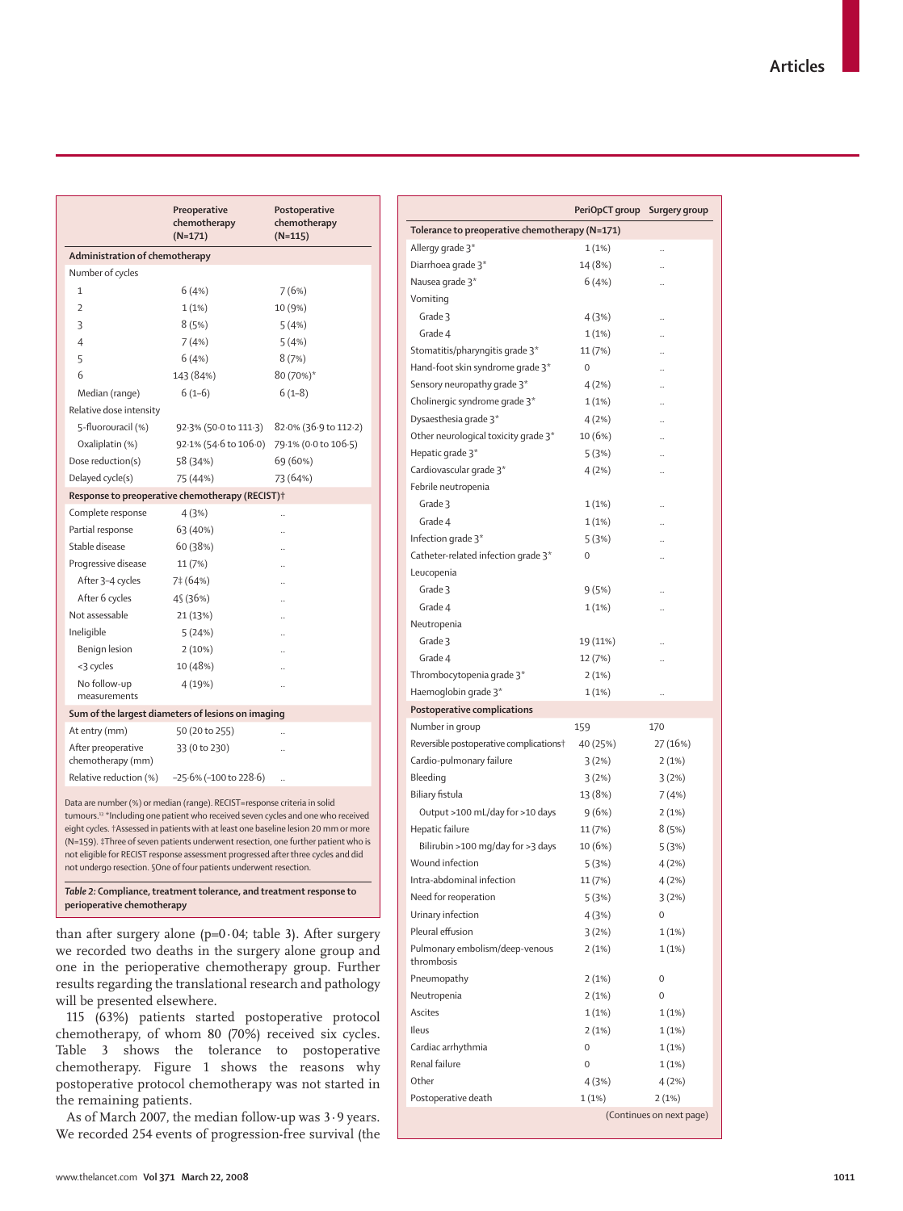|  | Preoperative chemotherapy (N=171) | Postoperative chemotherapy (N=115) |
|---|---|---|
| **Administration of chemotherapy** | | |
| Number of cycles | | |
| 1 | 6 (4%) | 7 (6%) |
| 2 | 1 (1%) | 10 (9%) |
| 3 | 8 (5%) | 5 (4%) |
| 4 | 7 (4%) | 5 (4%) |
| 5 | 6 (4%) | 8 (7%) |
| 6 | 143 (84%) | 80 (70%)* |
| Median (range) | 6 (1–6) | 6 (1–8) |
| Relative dose intensity | | |
| 5-fluorouracil (%) | 92·3% (50·0 to 111·3) | 82·0% (36·9 to 112·2) |
| Oxaliplatin (%) | 92·1% (54·6 to 106·0) | 79·1% (0·0 to 106·5) |
| Dose reduction(s) | 58 (34%) | 69 (60%) |
| Delayed cycle(s) | 75 (44%) | 73 (64%) |
| **Response to preoperative chemotherapy (RECIST)†** | | |
| Complete response | 4 (3%) | .. |
| Partial response | 63 (40%) | .. |
| Stable disease | 60 (38%) | .. |
| Progressive disease | 11 (7%) | .. |
| After 3–4 cycles | 7‡ (64%) | .. |
| After 6 cycles | 4§ (36%) | .. |
| Not assessable | 21 (13%) | .. |
| Ineligible | 5 (24%) | .. |
| Benign lesion | 2 (10%) | .. |
| <3 cycles | 10 (48%) | .. |
| No follow-up measurements | 4 (19%) | .. |
| **Sum of the largest diameters of lesions on imaging** | | |
| At entry (mm) | 50 (20 to 255) | .. |
| After preoperative chemotherapy (mm) | 33 (0 to 230) | .. |
| Relative reduction (%) | −25·6% (−100 to 228·6) | .. |

Data are number (%) or median (range). RECIST=response criteria in solid tumours.[13] *Including one patient who received seven cycles and one who received eight cycles. †Assessed in patients with at least one baseline lesion 20 mm or more (N=159). ‡Three of seven patients underwent resection, one further patient who is not eligible for RECIST response assessment progressed after three cycles and did not undergo resection. §One of four patients underwent resection.

*Table 2:* **Compliance, treatment tolerance, and treatment response to perioperative chemotherapy**

|  | PeriOpCT group | Surgery group |
|---|---|---|
| **Tolerance to preoperative chemotherapy (N=171)** | | |
| Allergy grade 3* | 1 (1%) | .. |
| Diarrhoea grade 3* | 14 (8%) | .. |
| Nausea grade 3* | 6 (4%) | .. |
| Vomiting | | |
| Grade 3 | 4 (3%) | .. |
| Grade 4 | 1 (1%) | .. |
| Stomatitis/pharyngitis grade 3* | 11 (7%) | .. |
| Hand-foot skin syndrome grade 3* | 0 | .. |
| Sensory neuropathy grade 3* | 4 (2%) | .. |
| Cholinergic syndrome grade 3* | 1 (1%) | .. |
| Dysaesthesia grade 3* | 4 (2%) | .. |
| Other neurological toxicity grade 3* | 10 (6%) | .. |
| Hepatic grade 3* | 5 (3%) | .. |
| Cardiovascular grade 3* | 4 (2%) | .. |
| Febrile neutropenia | | |
| Grade 3 | 1 (1%) | .. |
| Grade 4 | 1 (1%) | .. |
| Infection grade 3* | 5 (3%) | .. |
| Catheter-related infection grade 3* | 0 | .. |
| Leucopenia | | |
| Grade 3 | 9 (5%) | .. |
| Grade 4 | 1 (1%) | .. |
| Neutropenia | | |
| Grade 3 | 19 (11%) | .. |
| Grade 4 | 12 (7%) | .. |
| Thrombocytopenia grade 3* | 2 (1%) | .. |
| Haemoglobin grade 3* | 1 (1%) | .. |
| **Postoperative complications** | | |
| Number in group | 159 | 170 |
| Reversible postoperative complications† | 40 (25%) | 27 (16%) |
| Cardio-pulmonary failure | 3 (2%) | 2 (1%) |
| Bleeding | 3 (2%) | 3 (2%) |
| Biliary fistula | 13 (8%) | 7 (4%) |
| Output >100 mL/day for >10 days | 9 (6%) | 2 (1%) |
| Hepatic failure | 11 (7%) | 8 (5%) |
| Bilirubin >100 mg/day for >3 days | 10 (6%) | 5 (3%) |
| Wound infection | 5 (3%) | 4 (2%) |
| Intra-abdominal infection | 11 (7%) | 4 (2%) |
| Need for reoperation | 5 (3%) | 3 (2%) |
| Urinary infection | 4 (3%) | 0 |
| Pleural effusion | 3 (2%) | 1 (1%) |
| Pulmonary embolism/deep-venous thrombosis | 2 (1%) | 1 (1%) |
| Pneumopathy | 2 (1%) | 0 |
| Neutropenia | 2 (1%) | 0 |
| Ascites | 1 (1%) | 1 (1%) |
| Ileus | 2 (1%) | 1 (1%) |
| Cardiac arrhythmia | 0 | 1 (1%) |
| Renal failure | 0 | 1 (1%) |
| Other | 4 (3%) | 4 (2%) |
| Postoperative death | 1 (1%) | 2 (1%) |

(Continues on next page)

than after surgery alone (p=0·04; table 3). After surgery we recorded two deaths in the surgery alone group and one in the perioperative chemotherapy group. Further results regarding the translational research and pathology will be presented elsewhere.

115 (63%) patients started postoperative protocol chemotherapy, of whom 80 (70%) received six cycles. Table 3 shows the tolerance to postoperative chemotherapy. Figure 1 shows the reasons why postoperative protocol chemotherapy was not started in the remaining patients.

As of March 2007, the median follow-up was 3·9 years. We recorded 254 events of progression-free survival (the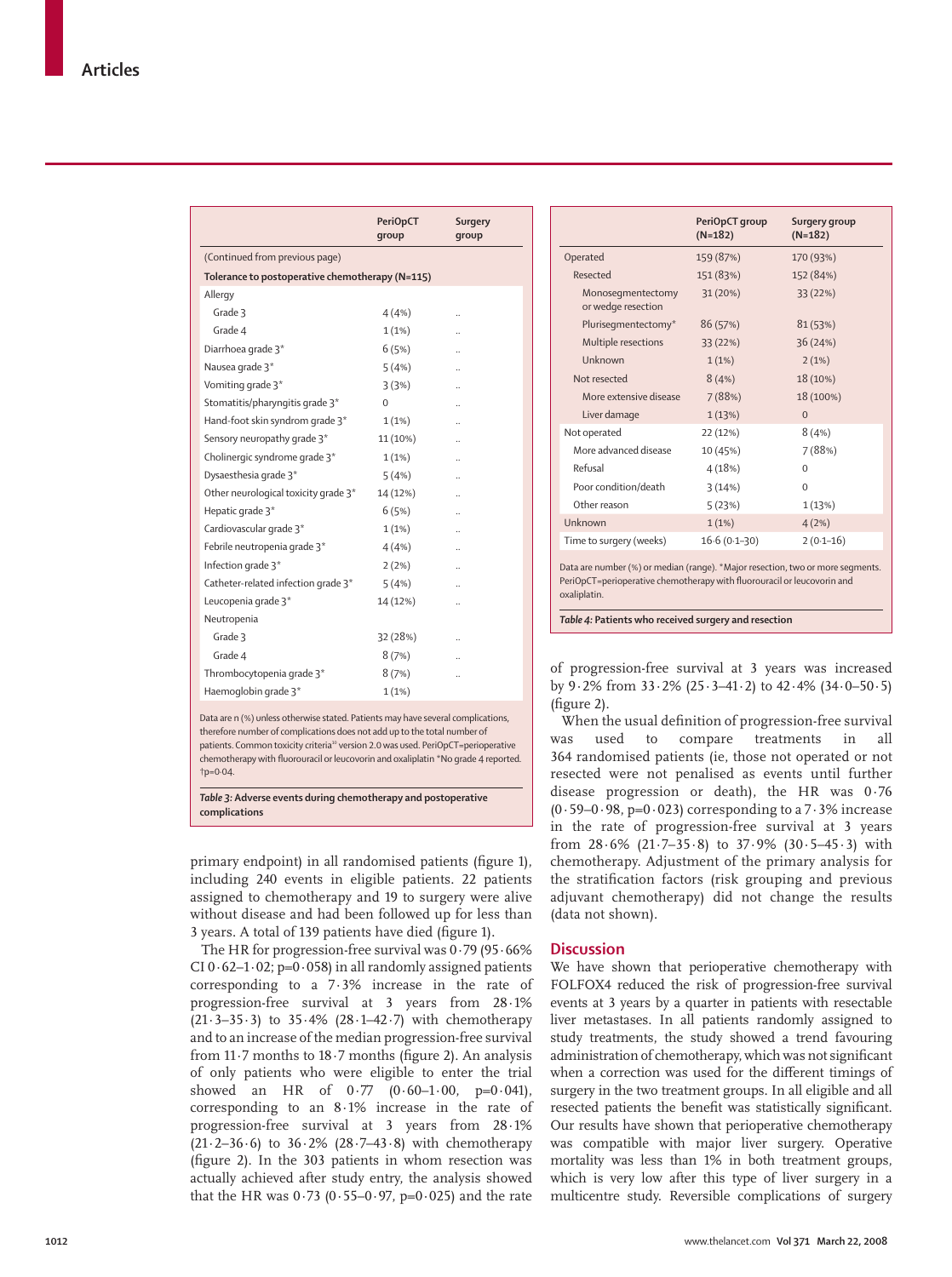| | PeriOpCT group | Surgery group |
|---|---|---|
| (Continued from previous page) | | |
| **Tolerance to postoperative chemotherapy (N=115)** | | |
| Allergy | | |
| Grade 3 | 4 (4%) | .. |
| Grade 4 | 1 (1%) | .. |
| Diarrhoea grade 3* | 6 (5%) | .. |
| Nausea grade 3* | 5 (4%) | .. |
| Vomiting grade 3* | 3 (3%) | .. |
| Stomatitis/pharyngitis grade 3* | 0 | .. |
| Hand-foot skin syndrom grade 3* | 1 (1%) | .. |
| Sensory neuropathy grade 3* | 11 (10%) | .. |
| Cholinergic syndrome grade 3* | 1 (1%) | .. |
| Dysaesthesia grade 3* | 5 (4%) | .. |
| Other neurological toxicity grade 3* | 14 (12%) | .. |
| Hepatic grade 3* | 6 (5%) | .. |
| Cardiovascular grade 3* | 1 (1%) | .. |
| Febrile neutropenia grade 3* | 4 (4%) | .. |
| Infection grade 3* | 2 (2%) | .. |
| Catheter-related infection grade 3* | 5 (4%) | .. |
| Leucopenia grade 3* | 14 (12%) | .. |
| Neutropenia | | |
| Grade 3 | 32 (28%) | .. |
| Grade 4 | 8 (7%) | .. |
| Thrombocytopenia grade 3* | 8 (7%) | .. |
| Haemoglobin grade 3* | 1 (1%) | |

Data are n (%) unless otherwise stated. Patients may have several complications, therefore number of complications does not add up to the total number of patients. Common toxicity criteria[16] version 2.0 was used. PeriOpCT=perioperative chemotherapy with fluorouracil or leucovorin and oxaliplatin. *No grade 4 reported. †p=0·04.

*Table 3:* **Adverse events during chemotherapy and postoperative complications**

| | PeriOpCT group (N=182) | Surgery group (N=182) |
|---|---|---|
| Operated | 159 (87%) | 170 (93%) |
| Resected | 151 (83%) | 152 (84%) |
| Monosegmentectomy or wedge resection | 31 (20%) | 33 (22%) |
| Plurisegmentectomy* | 86 (57%) | 81 (53%) |
| Multiple resections | 33 (22%) | 36 (24%) |
| Unknown | 1 (1%) | 2 (1%) |
| Not resected | 8 (4%) | 18 (10%) |
| More extensive disease | 7 (88%) | 18 (100%) |
| Liver damage | 1 (13%) | 0 |
| Not operated | 22 (12%) | 8 (4%) |
| More advanced disease | 10 (45%) | 7 (88%) |
| Refusal | 4 (18%) | 0 |
| Poor condition/death | 3 (14%) | 0 |
| Other reason | 5 (23%) | 1 (13%) |
| Unknown | 1 (1%) | 4 (2%) |
| Time to surgery (weeks) | 16·6 (0·1–30) | 2 (0·1–16) |

Data are number (%) or median (range). *Major resection, two or more segments. PeriOpCT=perioperative chemotherapy with fluorouracil or leucovorin and oxaliplatin.

*Table 4:* **Patients who received surgery and resection**

primary endpoint) in all randomised patients (figure 1), including 240 events in eligible patients. 22 patients assigned to chemotherapy and 19 to surgery were alive without disease and had been followed up for less than 3 years. A total of 139 patients have died (figure 1).

The HR for progression-free survival was 0·79 (95·66% CI 0·62–1·02; p=0·058) in all randomly assigned patients corresponding to a 7·3% increase in the rate of progression-free survival at 3 years from 28·1% (21·3–35·3) to 35·4% (28·1–42·7) with chemotherapy and to an increase of the median progression-free survival from 11·7 months to 18·7 months (figure 2). An analysis of only patients who were eligible to enter the trial showed an HR of 0·77 (0·60–1·00, p=0·041), corresponding to an 8·1% increase in the rate of progression-free survival at 3 years from 28·1% (21·2–36·6) to 36·2% (28·7–43·8) with chemotherapy (figure 2). In the 303 patients in whom resection was actually achieved after study entry, the analysis showed that the HR was 0·73 (0·55–0·97, p=0·025) and the rate of progression-free survival at 3 years was increased by 9·2% from 33·2% (25·3–41·2) to 42·4% (34·0–50·5) (figure 2).

When the usual definition of progression-free survival was used to compare treatments in all 364 randomised patients (ie, those not operated or not resected were not penalised as events until further disease progression or death), the HR was 0·76 (0·59–0·98, p=0·023) corresponding to a 7·3% increase in the rate of progression-free survival at 3 years from 28·6% (21·7–35·8) to 37·9% (30·5–45·3) with chemotherapy. Adjustment of the primary analysis for the stratification factors (risk grouping and previous adjuvant chemotherapy) did not change the results (data not shown).

## Discussion

We have shown that perioperative chemotherapy with FOLFOX4 reduced the risk of progression-free survival events at 3 years by a quarter in patients with resectable liver metastases. In all patients randomly assigned to study treatments, the study showed a trend favouring administration of chemotherapy, which was not significant when a correction was used for the different timings of surgery in the two treatment groups. In all eligible and all resected patients the benefit was statistically significant. Our results have shown that perioperative chemotherapy was compatible with major liver surgery. Operative mortality was less than 1% in both treatment groups, which is very low after this type of liver surgery in a multicentre study. Reversible complications of surgery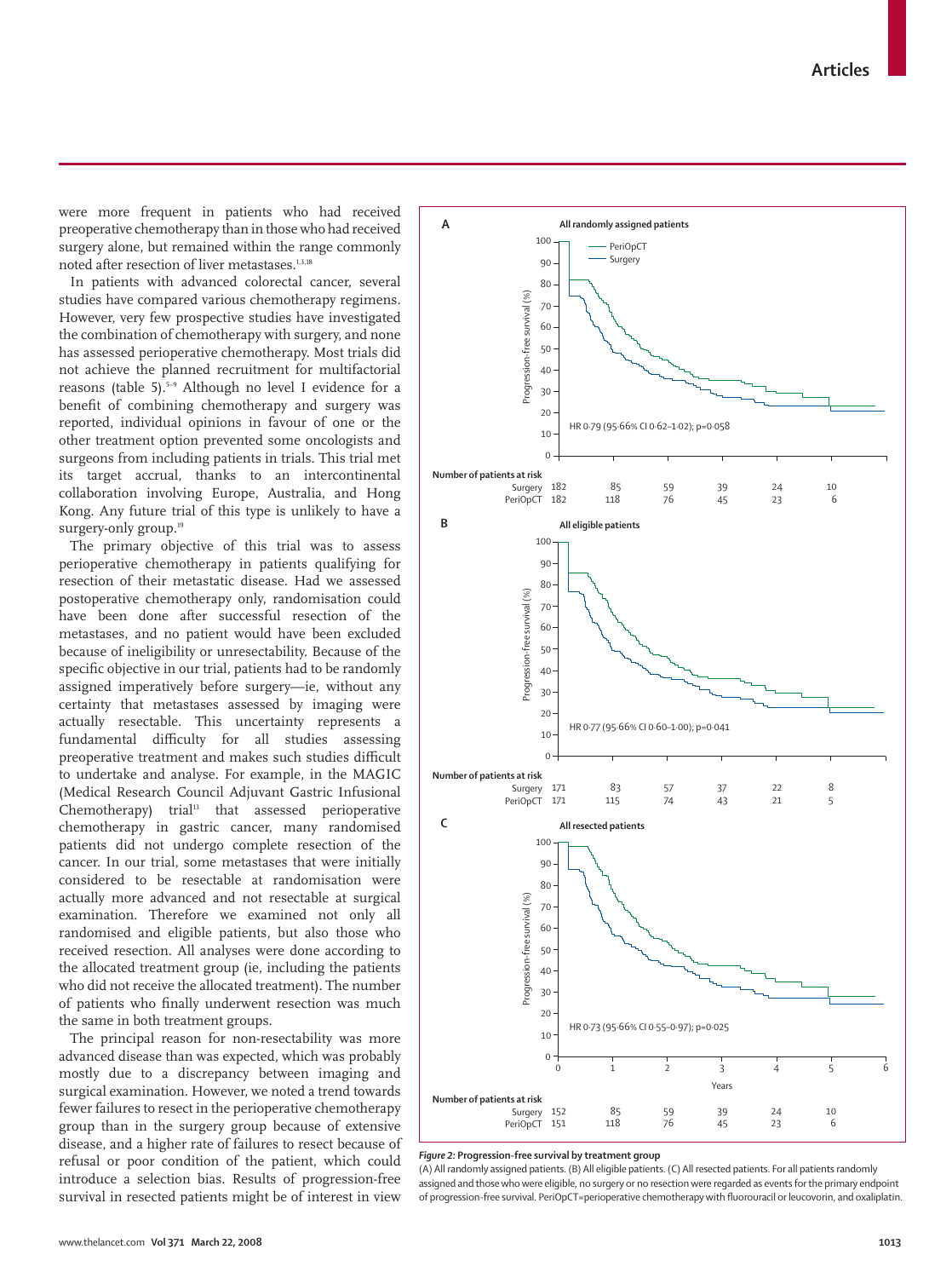were more frequent in patients who had received preoperative chemotherapy than in those who had received surgery alone, but remained within the range commonly noted after resection of liver metastases.[1,3,18]

In patients with advanced colorectal cancer, several studies have compared various chemotherapy regimens. However, very few prospective studies have investigated the combination of chemotherapy with surgery, and none has assessed perioperative chemotherapy. Most trials did not achieve the planned recruitment for multifactorial reasons (table 5).[5–9] Although no level I evidence for a benefit of combining chemotherapy and surgery was reported, individual opinions in favour of one or the other treatment option prevented some oncologists and surgeons from including patients in trials. This trial met its target accrual, thanks to an intercontinental collaboration involving Europe, Australia, and Hong Kong. Any future trial of this type is unlikely to have a surgery-only group.[19]

The primary objective of this trial was to assess perioperative chemotherapy in patients qualifying for resection of their metastatic disease. Had we assessed postoperative chemotherapy only, randomisation could have been done after successful resection of the metastases, and no patient would have been excluded because of ineligibility or unresectability. Because of the specific objective in our trial, patients had to be randomly assigned imperatively before surgery—ie, without any certainty that metastases assessed by imaging were actually resectable. This uncertainty represents a fundamental difficulty for all studies assessing preoperative treatment and makes such studies difficult to undertake and analyse. For example, in the MAGIC (Medical Research Council Adjuvant Gastric Infusional Chemotherapy) trial[13] that assessed perioperative chemotherapy in gastric cancer, many randomised patients did not undergo complete resection of the cancer. In our trial, some metastases that were initially considered to be resectable at randomisation were actually more advanced and not resectable at surgical examination. Therefore we examined not only all randomised and eligible patients, but also those who received resection. All analyses were done according to the allocated treatment group (ie, including the patients who did not receive the allocated treatment). The number of patients who finally underwent resection was much the same in both treatment groups.

The principal reason for non-resectability was more advanced disease than was expected, which was probably mostly due to a discrepancy between imaging and surgical examination. However, we noted a trend towards fewer failures to resect in the perioperative chemotherapy group than in the surgery group because of extensive disease, and a higher rate of failures to resect because of refusal or poor condition of the patient, which could introduce a selection bias. Results of progression-free survival in resected patients might be of interest in view

**Figure 2: Progression-free survival by treatment group**
(A) All randomly assigned patients. (B) All eligible patients. (C) All resected patients. For all patients randomly assigned and those who were eligible, no surgery or no resection were regarded as events for the primary endpoint of progression-free survival. PeriOpCT=perioperative chemotherapy with fluorouracil or leucovorin, and oxaliplatin.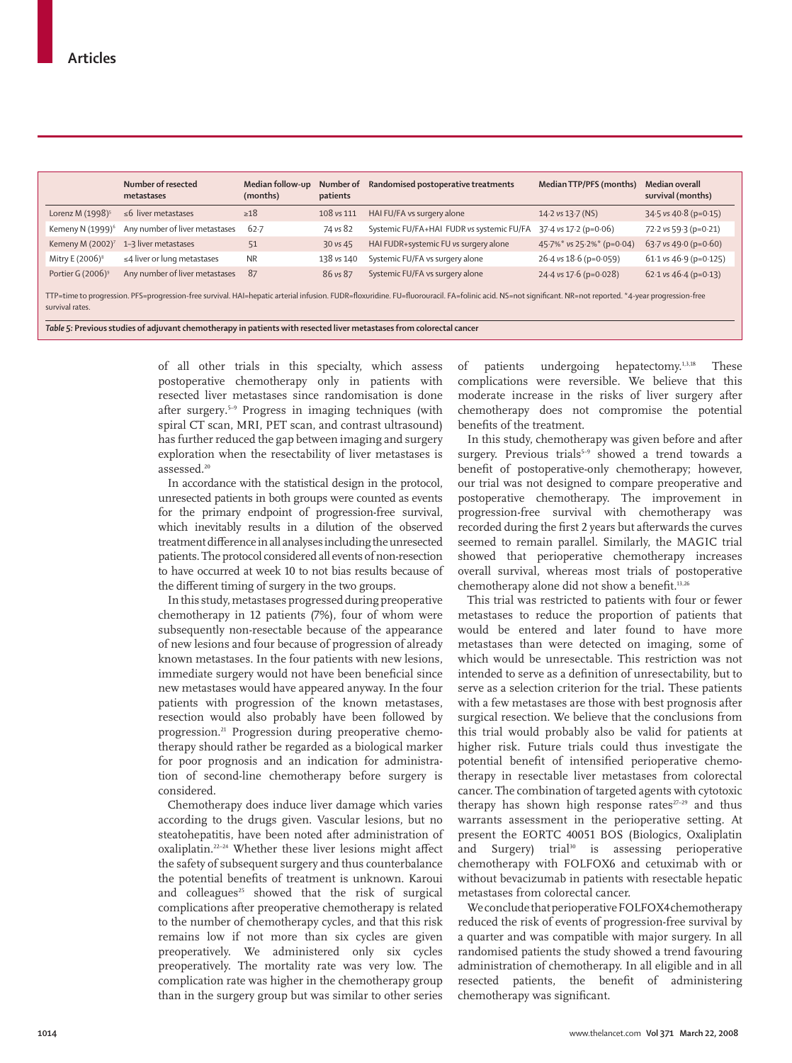| | Number of resected metastases | Median follow-up (months) | Number of patients | Randomised postoperative treatments | Median TTP/PFS (months) | Median overall survival (months) |
|---|---|---|---|---|---|---|
| Lorenz M (1998)[5] | ≤6 liver metastases | ≥18 | 108 vs 111 | HAI FU/FA vs surgery alone | 14·2 vs 13·7 (NS) | 34·5 vs 40·8 (p=0·15) |
| Kemeny N (1999)[6] | Any number of liver metastases | 62·7 | 74 vs 82 | Systemic FU/FA+HAI FUDR vs systemic FU/FA | 37·4 vs 17·2 (p=0·06) | 72·2 vs 59·3 (p=0·21) |
| Kemeny M (2002)[7] | 1–3 liver metastases | 51 | 30 vs 45 | HAI FUDR+systemic FU vs surgery alone | 45·7%* vs 25·2%* (p=0·04) | 63·7 vs 49·0 (p=0·60) |
| Mitry E (2006)[8] | ≤4 liver or lung metastases | NR | 138 vs 140 | Systemic FU/FA vs surgery alone | 26·4 vs 18·6 (p=0·059) | 61·1 vs 46·9 (p=0·125) |
| Portier G (2006)[9] | Any number of liver metastases | 87 | 86 vs 87 | Systemic FU/FA vs surgery alone | 24·4 vs 17·6 (p=0·028) | 62·1 vs 46·4 (p=0·13) |

TTP=time to progression. PFS=progression-free survival. HAI=hepatic arterial infusion. FUDR=floxuridine. FU=fluorouracil. FA=folinic acid. NS=not significant. NR=not reported. *4-year progression-free survival rates.

*Table 5:* **Previous studies of adjuvant chemotherapy in patients with resected liver metastases from colorectal cancer**

of all other trials in this specialty, which assess postoperative chemotherapy only in patients with resected liver metastases since randomisation is done after surgery.[5–9] Progress in imaging techniques (with spiral CT scan, MRI, PET scan, and contrast ultrasound) has further reduced the gap between imaging and surgery exploration when the resectability of liver metastases is assessed.[20]

In accordance with the statistical design in the protocol, unresected patients in both groups were counted as events for the primary endpoint of progression-free survival, which inevitably results in a dilution of the observed treatment difference in all analyses including the unresected patients. The protocol considered all events of non-resection to have occurred at week 10 to not bias results because of the different timing of surgery in the two groups.

In this study, metastases progressed during preoperative chemotherapy in 12 patients (7%), four of whom were subsequently non-resectable because of the appearance of new lesions and four because of progression of already known metastases. In the four patients with new lesions, immediate surgery would not have been beneficial since new metastases would have appeared anyway. In the four patients with progression of the known metastases, resection would also probably have been followed by progression.[21] Progression during preoperative chemotherapy should rather be regarded as a biological marker for poor prognosis and an indication for administration of second-line chemotherapy before surgery is considered.

Chemotherapy does induce liver damage which varies according to the drugs given. Vascular lesions, but no steatohepatitis, have been noted after administration of oxaliplatin.[22–24] Whether these liver lesions might affect the safety of subsequent surgery and thus counterbalance the potential benefits of treatment is unknown. Karoui and colleagues[25] showed that the risk of surgical complications after preoperative chemotherapy is related to the number of chemotherapy cycles, and that this risk remains low if not more than six cycles are given preoperatively. We administered only six cycles preoperatively. The mortality rate was very low. The complication rate was higher in the chemotherapy group than in the surgery group but was similar to other series of patients undergoing hepatectomy.[1,3,18] These complications were reversible. We believe that this moderate increase in the risks of liver surgery after chemotherapy does not compromise the potential benefits of the treatment.

In this study, chemotherapy was given before and after surgery. Previous trials[5–9] showed a trend towards a benefit of postoperative-only chemotherapy; however, our trial was not designed to compare preoperative and postoperative chemotherapy. The improvement in progression-free survival with chemotherapy was recorded during the first 2 years but afterwards the curves seemed to remain parallel. Similarly, the MAGIC trial showed that perioperative chemotherapy increases overall survival, whereas most trials of postoperative chemotherapy alone did not show a benefit.[13,26]

This trial was restricted to patients with four or fewer metastases to reduce the proportion of patients that would be entered and later found to have more metastases than were detected on imaging, some of which would be unresectable. This restriction was not intended to serve as a definition of unresectability, but to serve as a selection criterion for the trial. These patients with a few metastases are those with best prognosis after surgical resection. We believe that the conclusions from this trial would probably also be valid for patients at higher risk. Future trials could thus investigate the potential benefit of intensified perioperative chemotherapy in resectable liver metastases from colorectal cancer. The combination of targeted agents with cytotoxic therapy has shown high response rates[27–29] and thus warrants assessment in the perioperative setting. At present the EORTC 40051 BOS (Biologics, Oxaliplatin and Surgery) trial[30] is assessing perioperative chemotherapy with FOLFOX6 and cetuximab with or without bevacizumab in patients with resectable hepatic metastases from colorectal cancer.

We conclude that perioperative FOLFOX4 chemotherapy reduced the risk of events of progression-free survival by a quarter and was compatible with major surgery. In all randomised patients the study showed a trend favouring administration of chemotherapy. In all eligible and in all resected patients, the benefit of administering chemotherapy was significant.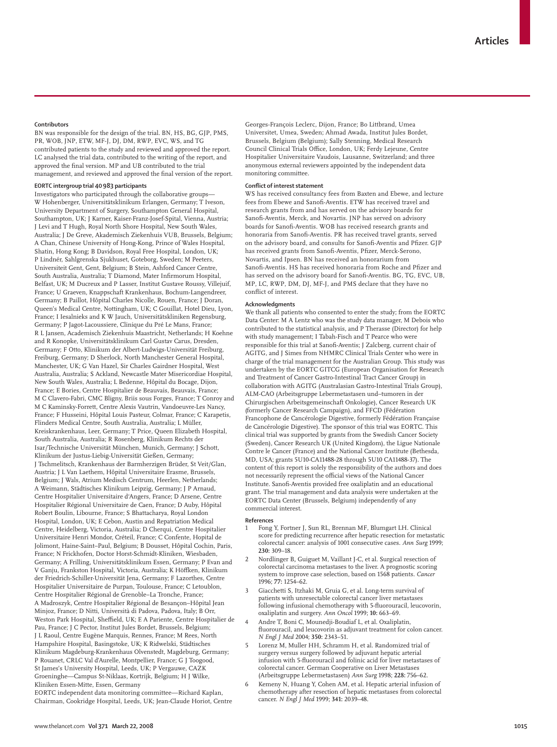### Contributors

BN was responsible for the design of the trial. BN, HS, BG, GJP, PMS, PR, WOB, JNP, ETW, MF-J, DJ, DM, RWP, EVC, WS, and TG contributed patients to the study and reviewed and approved the report. LC analysed the trial data, contributed to the writing of the report, and approved the final version. MP and UB contributed to the trial management, and reviewed and approved the final version of the report.

### EORTC intergroup trial 40 983 participants

Investigators who participated through the collaborative groups—W Hohenberger, Universitätsklinikum Erlangen, Germany; T Iveson, University Department of Surgery, Southampton General Hospital, Southampton, UK; J Karner, Kaiser-Franz-Josef-Spital, Vienna, Austria; J Levi and T Hugh, Royal North Shore Hospital, New South Wales, Australia; J De Greve, Akademisch Ziekenhuis VUB, Brussels, Belgium; A Chan, Chinese University of Hong-Kong, Prince of Wales Hospital, Shatin, Hong Kong; B Davidson, Royal Free Hospital, London, UK; P Lindnér, Sahlgrenska Sjukhuset, Goteborg, Sweden; M Peeters, Universiteit Gent, Gent, Belgium; B Stein, Ashford Cancer Centre, South Australia, Australia; T Diamond, Mater Infirmorum Hospital, Belfast, UK; M Ducreux and P Lasser, Institut Gustave Roussy, Villejuif, France; U Graeven, Knappschaft Krankenhaus, Bochum-Langendreer, Germany; B Paillot, Hôpital Charles Nicolle, Rouen, France; J Doran, Queen's Medical Centre, Nottingham, UK; C Gouillat, Hotel Dieu, Lyon, France; I Iesalnieks and K W Jauch, Universitätskliniken Regensburg, Germany; P Jagot-Lacoussiere, Clinique du Pré Le Mans, France; R L Jansen, Academisch Ziekenhuis Maastricht, Netherlands; H Koehne and R Konopke, Universitätsklinikum Carl Gustav Carus, Dresden, Germany; F Otto, Klinikum der Albert-Ludwigs-Universität Freiburg, Freiburg, Germany; D Sherlock, North Manchester General Hospital, Manchester, UK; G Van Hazel, Sir Charles Gairdner Hospital, West Australia, Australia; S Ackland, Newcastle Mater Misericordiae Hospital, New South Wales, Australia; L Bedenne, Hôpital du Bocage, Dijon, France; E Bories, Centre Hospitalier de Beauvais, Beauvais, France; M C Clavero-Fabri, CMC Bligny, Briis sous Forges, France; T Conroy and M C Kaminsky-Forrett, Centre Alexis Vautrin, Vandoeuvre-Les Nancy, France; F Husseini, Hôpital Louis Pasteur, Colmar, France; C Karapetis, Flinders Medical Centre, South Australia, Australia; L Müller, Kreiskrankenhaus, Leer, Germany; T Price, Queen Elizabeth Hospital, South Australia, Australia; R Rosenberg, Klinikum Rechts der Isar/Technische Universität München, Munich, Germany; J Schott, Klinikum der Justus-Liebig-Universität Gießen, Germany; J Tschmelitsch, Krankenhaus der Barmherzigen Brüder, St Veit/Glan, Austria; J L Van Laethem, Hôpital Universitaire Erasme, Brussels, Belgium; J Wals, Atrium Medisch Centrum, Heerlen, Netherlands; A Weimann, Städtisches Klinikum Leipzig, Germany; J P Arnaud, Centre Hospitalier Universitaire d'Angers, France; D Arsene, Centre Hospitalier Régional Universitaire de Caen, France; D Auby, Hôpital Robert Boulin, Libourne, France; S Bhattacharya, Royal London Hospital, London, UK; E Cebon, Austin and Repatriation Medical Centre, Heidelberg, Victoria, Australia; D Cherqui, Centre Hospitalier Universitaire Henri Mondor, Créteil, France; C Confente, Hopital de Jolimont, Haine-Saint–Paul, Belgium; B Dousset, Hôpital Cochin, Paris, France; N Frickhofen, Doctor Horst-Schmidt-Kliniken, Wiesbaden, Germany; A Frilling, Universitätsklinikum Essen, Germany; P Evan and V Ganju, Frankston Hospital, Victoria, Australia; K Höffken, Klinikum der Friedrich-Schiller-Universität Jena, Germany; F Lazorthes, Centre Hospitalier Universitaire de Purpan, Toulouse, France; C Letoublon, Centre Hospitalier Régional de Grenoble–La Tronche, France; A Madroszyk, Centre Hospitalier Régional de Besançon–Hôpital Jean Minjoz, France; D Nitti, Università di Padova, Padova, Italy; B Orr, Weston Park Hospital, Sheffield, UK; E A Pariente, Centre Hospitalier de Pau, France; J C Pector, Institut Jules Bordet, Brussels, Belgium; J L Raoul, Centre Eugène Marquis, Rennes, France; M Rees, North Hampshire Hospital, Basingstoke, UK; K Ridwelski, Städtisches Klinikum Magdeburg-Krankenhaus Olvenstedt, Magdeburg, Germany; P Rouanet, CRLC Val d'Aurelle, Montpellier, France; G J Toogood, St James's University Hospital, Leeds, UK; P Vergauwe, CAZK Groeninghe—Campus St-Niklaas, Kortrijk, Belgium; H J Wilke, Kliniken Essen-Mitte, Essen, Germany

EORTC independent data monitoring committee—Richard Kaplan, Chairman, Cookridge Hospital, Leeds, UK; Jean-Claude Horiot, Centre Georges-François Leclerc, Dijon, France; Bo Littbrand, Umea Universitet, Umea, Sweden; Ahmad Awada, Institut Jules Bordet, Brussels, Belgium (Belgium); Sally Stenning, Medical Research Council Clinical Trials Office, London, UK; Ferdy Lejeune, Centre Hospitalier Universitaire Vaudois, Lausanne, Switzerland; and three anonymous external reviewers appointed by the independent data monitoring committee.

### Conflict of interest statement

WS has received consultancy fees from Baxten and Ebewe, and lecture fees from Ebewe and Sanofi-Aventis. ETW has received travel and research grants from and has served on the advisory boards for Sanofi-Aventis, Merck, and Novartis. JNP has served on advisory boards for Sanofi-Aventis. WOB has received research grants and honoraria from Sanofi-Aventis. PR has received travel grants, served on the advisory board, and consults for Sanofi-Aventis and Pfizer. GJP has received grants from Sanofi-Aventis, Pfizer, Merck-Serono, Novartis, and Ipsen. BN has received an honorarium from Sanofi-Aventis. HS has received honoraria from Roche and Pfizer and has served on the advisory board for Sanofi-Aventis. BG, TG, EVC, UB, MP, LC, RWP, DM, DJ, MF-J, and PMS declare that they have no conflict of interest.

### Acknowledgments

We thank all patients who consented to enter the study; from the EORTC Data Center: M A Lentz who was the study data manager, M Debois who contributed to the statistical analysis, and P Therasse (Director) for help with study management; I Tabah-Fisch and T Pearce who were responsible for this trial at Sanofi-Aventis; J Zalcberg, current chair of AGITG, and J Simes from NHMRC Clinical Trials Center who were in charge of the trial management for the Australian Group. This study was undertaken by the EORTC GITCG (European Organisation for Research and Treatment of Cancer Gastro-Intestinal Tract Cancer Group) in collaboration with AGITG (Australasian Gastro-Intestinal Trials Group), ALM-CAO (Arbeitsgruppe Lebermetastasen und–tumoren in der Chirurgischen Arbeitsgemeinschaft Onkologie), Cancer Research UK (formerly Cancer Research Campaign), and FFCD (Fédération Francophone de Cancérologie Digestive, formerly Fédération Française de Cancérologie Digestive). The sponsor of this trial was EORTC. This clinical trial was supported by grants from the Swedish Cancer Society (Sweden), Cancer Research UK (United Kingdom), the Ligue Nationale Contre le Cancer (France) and the National Cancer Institute (Bethesda, MD, USA; grants 5U10-CA11488-28 through 5U10 CA11488-37). The content of this report is solely the responsibility of the authors and does not necessarily represent the official views of the National Cancer Institute. Sanofi-Aventis provided free oxaliplatin and an educational grant. The trial management and data analysis were undertaken at the EORTC Data Center (Brussels, Belgium) independently of any commercial interest.

### References

1. Fong Y, Fortner J, Sun RL, Brennan MF, Blumgart LH. Clinical score for predicting recurrence after hepatic resection for metastatic colorectal cancer: analysis of 1001 consecutive cases. *Ann Surg* 1999; **230:** 309–18.
2. Nordlinger B, Guiguet M, Vaillant J-C, et al. Surgical resection of colorectal carcinoma metastases to the liver. A prognostic scoring system to improve case selection, based on 1568 patients. *Cancer* 1996; **77:** 1254–62.
3. Giacchetti S, Itzhaki M, Gruia G, et al. Long-term survival of patients with unresectable colorectal cancer liver metastases following infusional chemotherapy with 5-fluorouracil, leucovorin, oxaliplatin and surgery. *Ann Oncol* 1999; **10:** 663–69.
4. Andre T, Boni C, Mounedji-Boudiaf L, et al. Oxaliplatin, fluorouracil, and leucovorin as adjuvant treatment for colon cancer. *N Engl J Med* 2004; **350:** 2343–51.
5. Lorenz M, Muller HH, Schramm H, et al. Randomized trial of surgery versus surgery followed by adjuvant hepatic arterial infusion with 5-fluorouracil and folinic acid for liver metastases of colorectal cancer. German Cooperative on Liver Metastases (Arbeitsgruppe Lebermetastasen) *Ann Surg* 1998; **228:** 756–62.
6. Kemeny N, Huang Y, Cohen AM, et al. Hepatic arterial infusion of chemotherapy after resection of hepatic metastases from colorectal cancer. *N Engl J Med* 1999; **341:** 2039–48.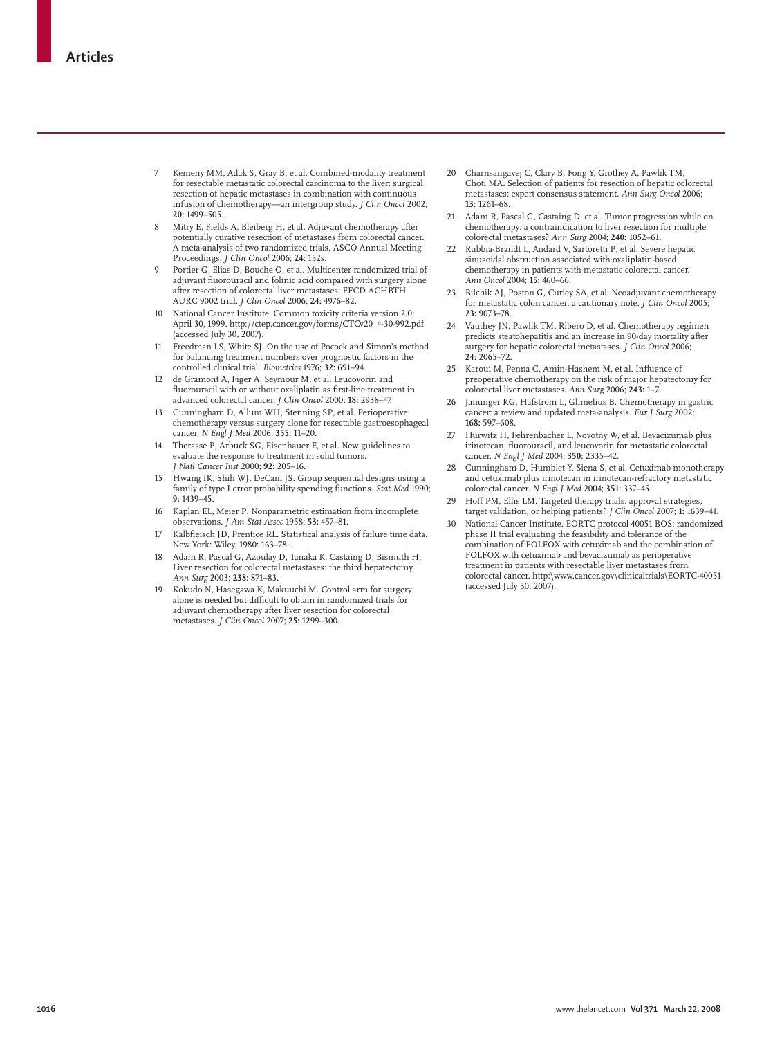7. Kemeny MM, Adak S, Gray B, et al. Combined-modality treatment for resectable metastatic colorectal carcinoma to the liver: surgical resection of hepatic metastases in combination with continuous infusion of chemotherapy—an intergroup study. *J Clin Oncol* 2002; **20:** 1499–505.
8. Mitry E, Fields A, Bleiberg H, et al. Adjuvant chemotherapy after potentially curative resection of metastases from colorectal cancer. A meta-analysis of two randomized trials. ASCO Annual Meeting Proceedings. *J Clin Oncol* 2006; **24:** 152s.
9. Portier G, Elias D, Bouche O, et al. Multicenter randomized trial of adjuvant fluorouracil and folinic acid compared with surgery alone after resection of colorectal liver metastases: FFCD ACHBTH AURC 9002 trial. *J Clin Oncol* 2006; **24:** 4976–82.
10. National Cancer Institute. Common toxicity criteria version 2.0; April 30, 1999. http://ctep.cancer.gov/forms/CTCv20_4-30-992.pdf (accessed July 30, 2007).
11. Freedman LS, White SJ. On the use of Pocock and Simon's method for balancing treatment numbers over prognostic factors in the controlled clinical trial. *Biometrics* 1976; **32:** 691–94.
12. de Gramont A, Figer A, Seymour M, et al. Leucovorin and fluorouracil with or without oxaliplatin as first-line treatment in advanced colorectal cancer. *J Clin Oncol* 2000; **18:** 2938–47.
13. Cunningham D, Allum WH, Stenning SP, et al. Perioperative chemotherapy versus surgery alone for resectable gastroesophageal cancer. *N Engl J Med* 2006; **355:** 11–20.
14. Therasse P, Arbuck SG, Eisenhauer E, et al. New guidelines to evaluate the response to treatment in solid tumors. *J Natl Cancer Inst* 2000; **92:** 205–16.
15. Hwang IK, Shih WJ, DeCani JS. Group sequential designs using a family of type I error probability spending functions. *Stat Med* 1990; **9:** 1439–45.
16. Kaplan EL, Meier P. Nonparametric estimation from incomplete observations. *J Am Stat Assoc* 1958; **53:** 457–81.
17. Kalbfleisch JD, Prentice RL. Statistical analysis of failure time data. New York: Wiley, 1980: 163–78.
18. Adam R, Pascal G, Azoulay D, Tanaka K, Castaing D, Bismuth H. Liver resection for colorectal metastases: the third hepatectomy. *Ann Surg* 2003; **238:** 871–83.
19. Kokudo N, Hasegawa K, Makuuchi M. Control arm for surgery alone is needed but difficult to obtain in randomized trials for adjuvant chemotherapy after liver resection for colorectal metastases. *J Clin Oncol* 2007; **25:** 1299–300.
20. Charnsangavej C, Clary B, Fong Y, Grothey A, Pawlik TM, Choti MA. Selection of patients for resection of hepatic colorectal metastases: expert consensus statement. *Ann Surg Oncol* 2006; **13:** 1261–68.
21. Adam R, Pascal G, Castaing D, et al. Tumor progression while on chemotherapy: a contraindication to liver resection for multiple colorectal metastases? *Ann Surg* 2004; **240:** 1052–61.
22. Rubbia-Brandt L, Audard V, Sartoretti P, et al. Severe hepatic sinusoidal obstruction associated with oxaliplatin-based chemotherapy in patients with metastatic colorectal cancer. *Ann Oncol* 2004; **15:** 460–66.
23. Bilchik AJ, Poston G, Curley SA, et al. Neoadjuvant chemotherapy for metastatic colon cancer: a cautionary note. *J Clin Oncol* 2005; **23:** 9073–78.
24. Vauthey JN, Pawlik TM, Ribero D, et al. Chemotherapy regimen predicts steatohepatitis and an increase in 90-day mortality after surgery for hepatic colorectal metastases. *J Clin Oncol* 2006; **24:** 2065–72.
25. Karoui M, Penna C, Amin-Hashem M, et al. Influence of preoperative chemotherapy on the risk of major hepatectomy for colorectal liver metastases. *Ann Surg* 2006; **243:** 1–7.
26. Janunger KG, Hafstrom L, Glimelius B. Chemotherapy in gastric cancer: a review and updated meta-analysis. *Eur J Surg* 2002; **168:** 597–608.
27. Hurwitz H, Fehrenbacher L, Novotny W, et al. Bevacizumab plus irinotecan, fluorouracil, and leucovorin for metastatic colorectal cancer. *N Engl J Med* 2004; **350:** 2335–42.
28. Cunningham D, Humblet Y, Siena S, et al. Cetuximab monotherapy and cetuximab plus irinotecan in irinotecan-refractory metastatic colorectal cancer. *N Engl J Med* 2004; **351:** 337–45.
29. Hoff PM, Ellis LM. Targeted therapy trials: approval strategies, target validation, or helping patients? *J Clin Oncol* 2007; **1:** 1639–41.
30. National Cancer Institute. EORTC protocol 40051 BOS: randomized phase II trial evaluating the feasibility and tolerance of the combination of FOLFOX with cetuximab and the combination of FOLFOX with cetuximab and bevacizumab as perioperative treatment in patients with resectable liver metastases from colorectal cancer. http:\www.cancer.gov\clinicaltrials\EORTC-40051 (accessed July 30, 2007).